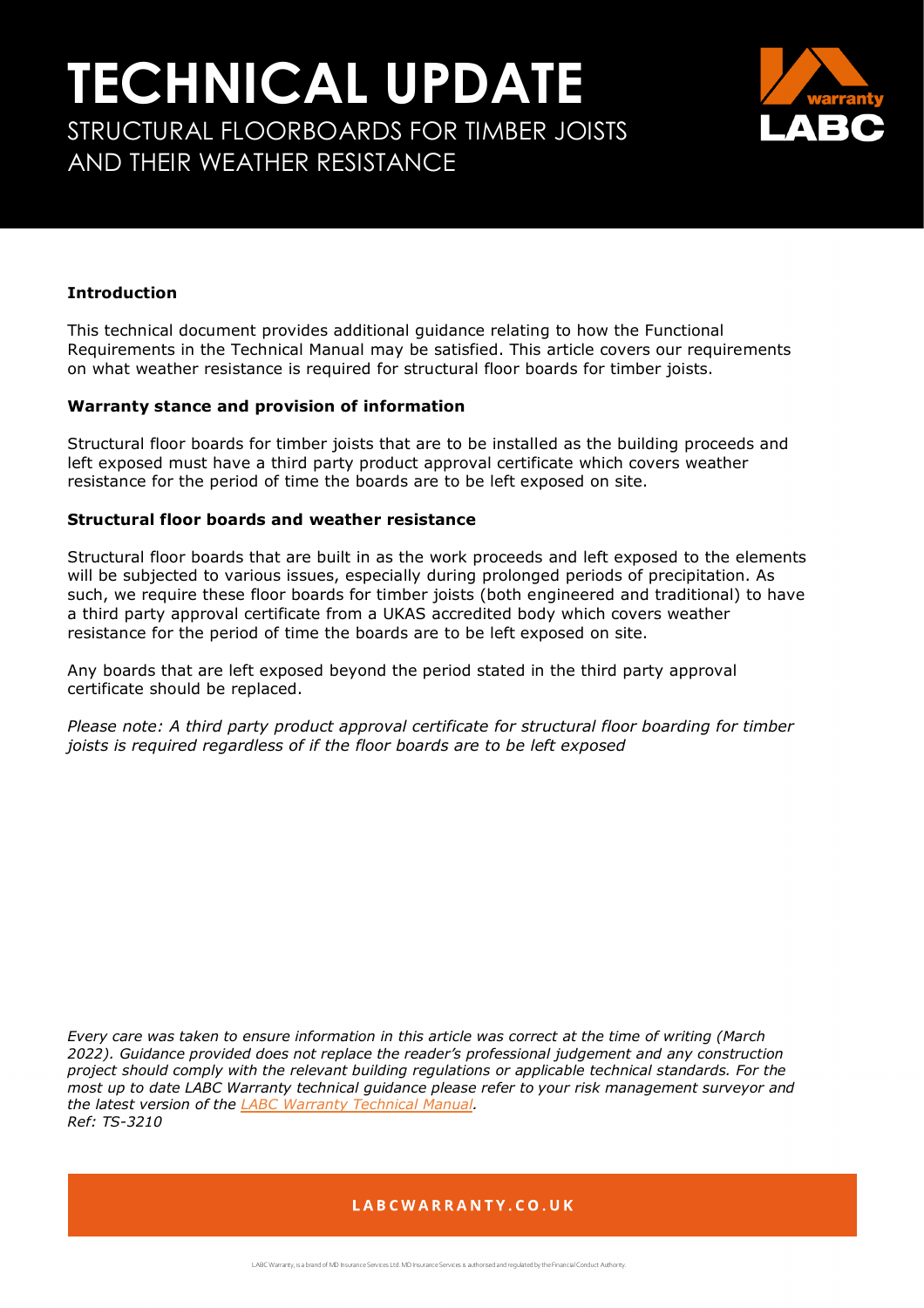# TECHNICAL UPDATE

## STRUCTURAL FLOORBOARDS FOR TIMBER JOISTS AND THEIR WEATHER RESISTANCE

### Introduction

This technical document provides additional guidance relating to how the Functional Requirements in the Technical Manual may be satisfied. This article covers our requirements on what weather resistance is required for structural floor boards for timber joists.

### Warranty stance and provision of information

Structural floor boards for timber joists that are to be installed as the building proceeds and left exposed must have a third party product approval certificate which covers weather resistance for the period of time the boards are to be left exposed on site.

### Structural floor boards and weather resistance

Structural floor boards that are built in as the work proceeds and left exposed to the elements will be subjected to various issues, especially during prolonged periods of precipitation. As such, we require these floor boards for timber joists (both engineered and traditional) to have a third party approval certificate from a UKAS accredited body which covers weather resistance for the period of time the boards are to be left exposed on site.

Any boards that are left exposed beyond the period stated in the third party approval certificate should be replaced.

*Please note: A third party product approval certificate for structural floor boarding for timber joists is required regardless of if the floor boards are to be left exposed*

*Every care was taken to ensure information in this article was correct at the time of writing (March 2022). Guidance provided does not replace the reader's professional judgement and any construction project should comply with the relevant building regulations or applicable technical standards. For the most up to date LABC Warranty technical guidance please refer to your risk management surveyor and the latest version of the [LABC Warranty Technical Manual](). Ref: TS-3210*

LABCWARRANTY.CO.UK

LABC Warranty, is a brand of MD Insurance Services Ltd. MD Insurance Services is authorised and regulated by the Financial Conduct Authority.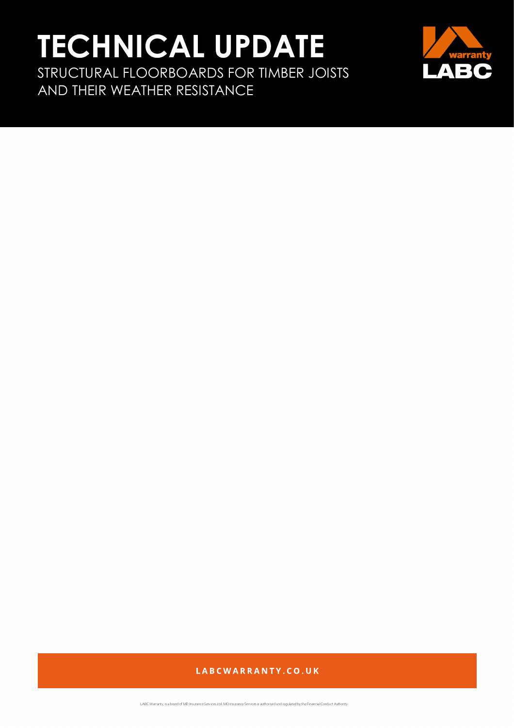# TECHNICAL UPDATE

STRUCTURAL FLOORBOARDS FOR TIMBER JOISTS AND THEIR WEATHER RESISTANCE

LABCWARRANTY.CO.UK

LABC Warranty, is a brand of MD Insurance Services Ltd. MD Insurance Services is authorised and regulated by the Financial Conduct Authority.